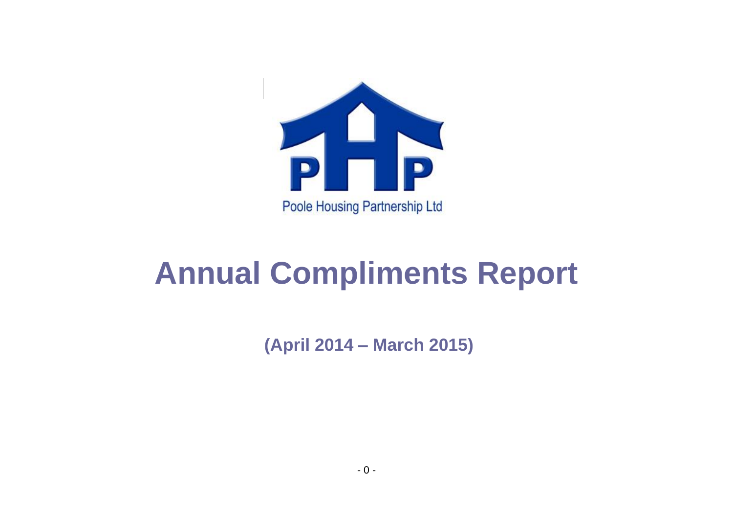Poole Housing Partnership Ltd

# Annual Compliments Report

**(April 2014 – March 2015)**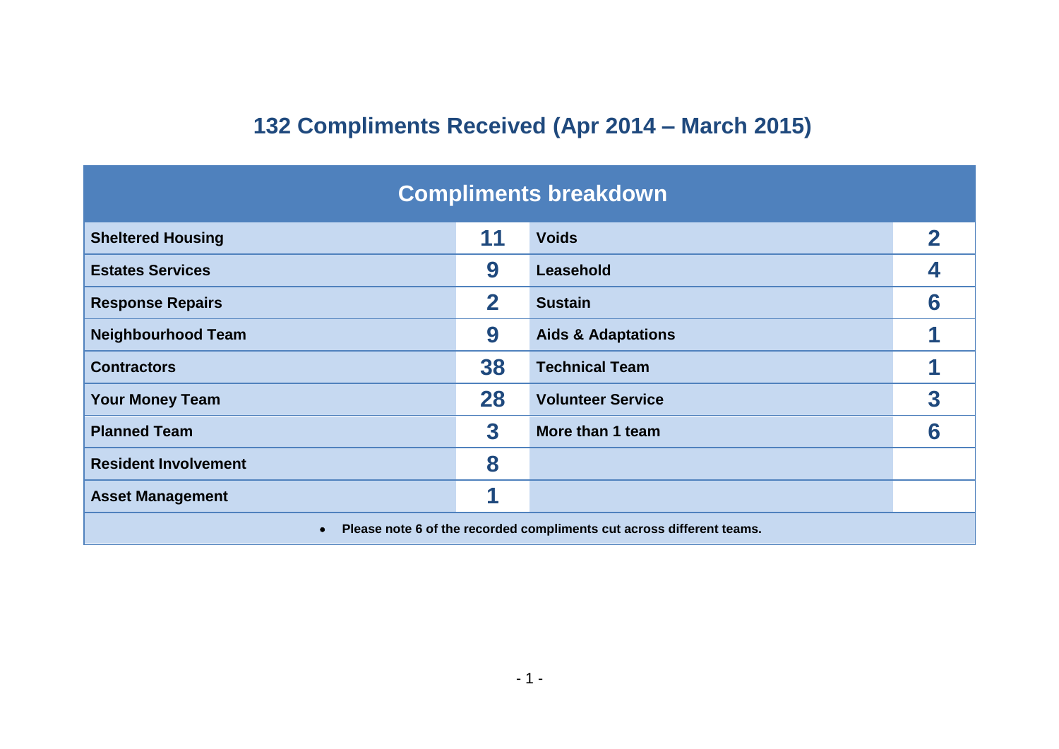# 132 Compliments Received (Apr 2014 – March 2015)

| Compliments breakdown | | | |
|---|---|---|---|
| **Sheltered Housing** | **11** | **Voids** | **2** |
| **Estates Services** | **9** | **Leasehold** | **4** |
| **Response Repairs** | **2** | **Sustain** | **6** |
| **Neighbourhood Team** | **9** | **Aids & Adaptations** | **1** |
| **Contractors** | **38** | **Technical Team** | **1** |
| **Your Money Team** | **28** | **Volunteer Service** | **3** |
| **Planned Team** | **3** | **More than 1 team** | **6** |
| **Resident Involvement** | **8** | | |
| **Asset Management** | **1** | | |

- **Please note 6 of the recorded compliments cut across different teams.**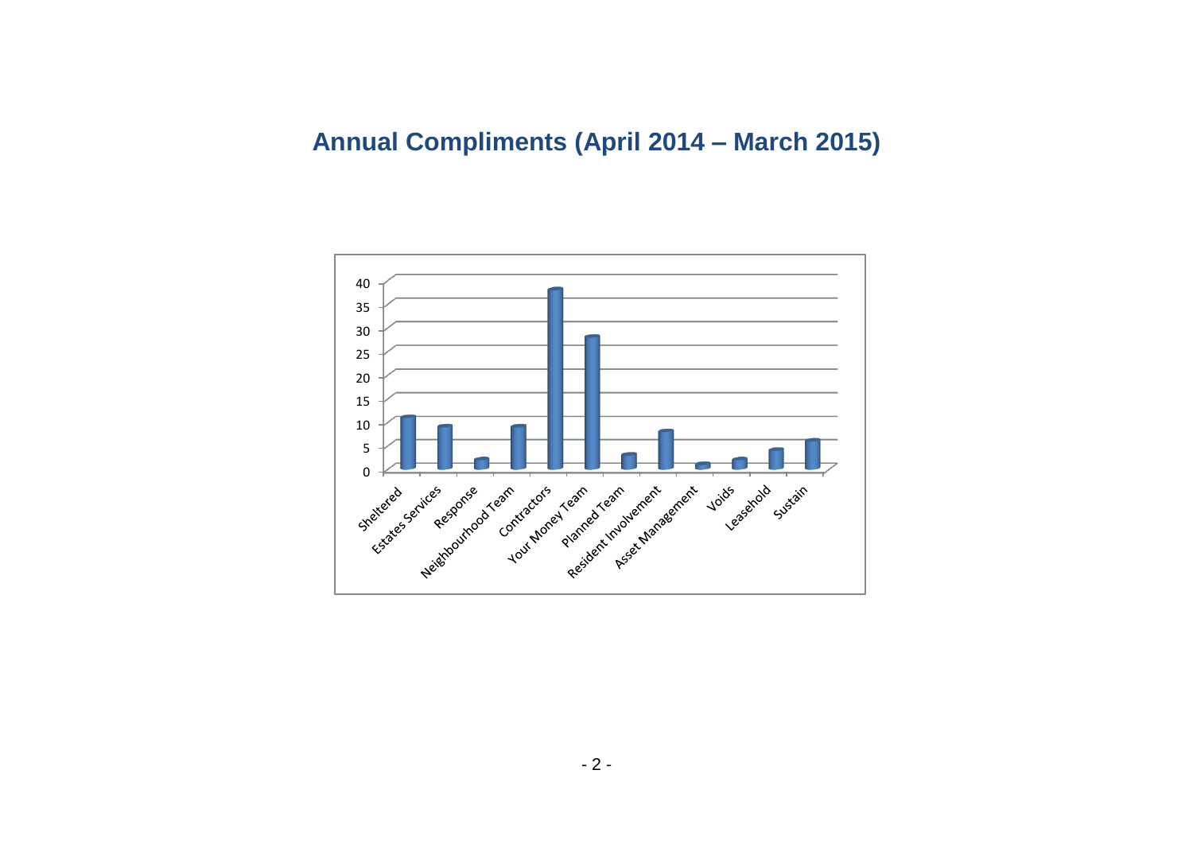# Annual Compliments (April 2014 – March 2015)

| Category | Compliments |
|---|---|
| Sheltered | 11 |
| Estates Services | 9 |
| Response | 2 |
| Neighbourhood Team | 9 |
| Contractors | 38 |
| Your Money Team | 28 |
| Planned Team | 3 |
| Resident Involvement | 8 |
| Asset Management | 1 |
| Voids | 2 |
| Leasehold | 4 |
| Sustain | 6 |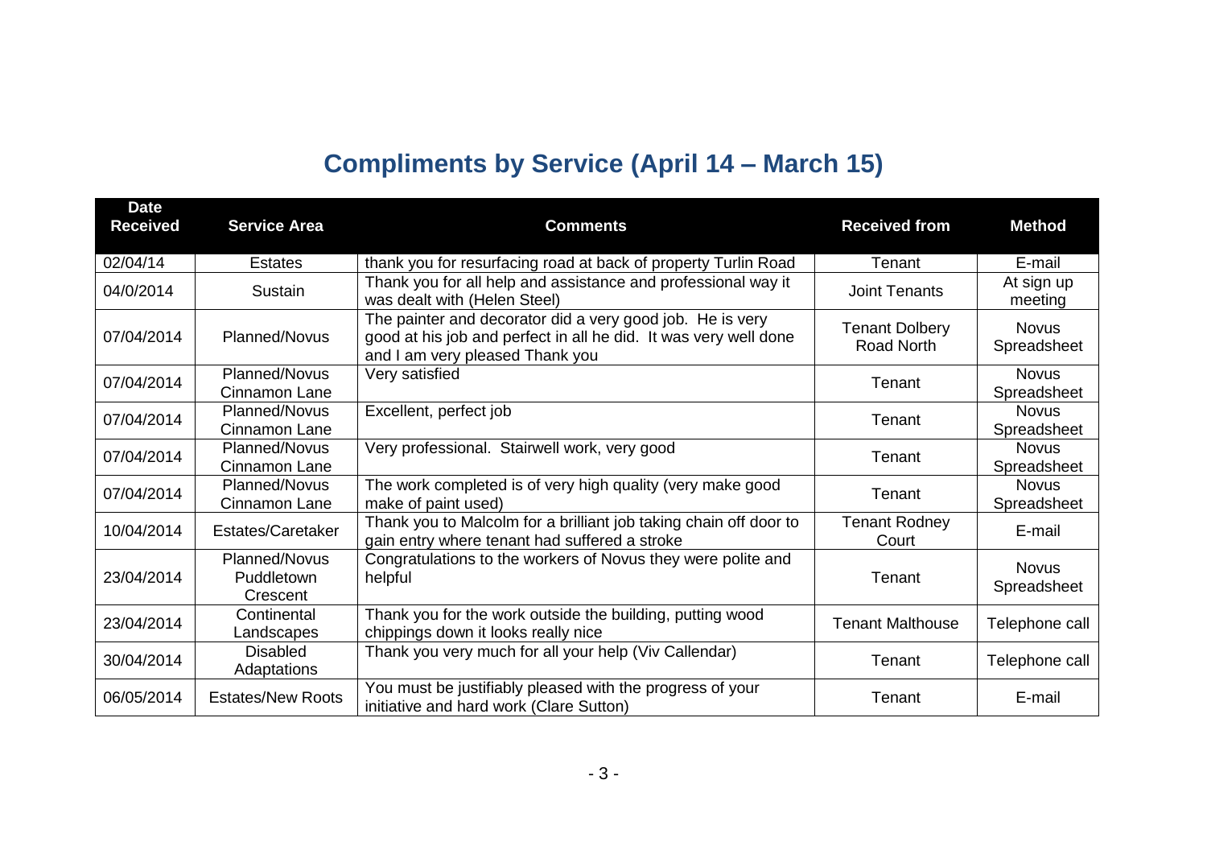## Compliments by Service (April 14 – March 15)

| Date Received | Service Area | Comments | Received from | Method |
|---|---|---|---|---|
| 02/04/14 | Estates | thank you for resurfacing road at back of property Turlin Road | Tenant | E-mail |
| 04/0/2014 | Sustain | Thank you for all help and assistance and professional way it was dealt with (Helen Steel) | Joint Tenants | At sign up meeting |
| 07/04/2014 | Planned/Novus | The painter and decorator did a very good job. He is very good at his job and perfect in all he did. It was very well done and I am very pleased Thank you | Tenant Dolbery Road North | Novus Spreadsheet |
| 07/04/2014 | Planned/Novus Cinnamon Lane | Very satisfied | Tenant | Novus Spreadsheet |
| 07/04/2014 | Planned/Novus Cinnamon Lane | Excellent, perfect job | Tenant | Novus Spreadsheet |
| 07/04/2014 | Planned/Novus Cinnamon Lane | Very professional. Stairwell work, very good | Tenant | Novus Spreadsheet |
| 07/04/2014 | Planned/Novus Cinnamon Lane | The work completed is of very high quality (very make good make of paint used) | Tenant | Novus Spreadsheet |
| 10/04/2014 | Estates/Caretaker | Thank you to Malcolm for a brilliant job taking chain off door to gain entry where tenant had suffered a stroke | Tenant Rodney Court | E-mail |
| 23/04/2014 | Planned/Novus Puddletown Crescent | Congratulations to the workers of Novus they were polite and helpful | Tenant | Novus Spreadsheet |
| 23/04/2014 | Continental Landscapes | Thank you for the work outside the building, putting wood chippings down it looks really nice | Tenant Malthouse | Telephone call |
| 30/04/2014 | Disabled Adaptations | Thank you very much for all your help (Viv Callendar) | Tenant | Telephone call |
| 06/05/2014 | Estates/New Roots | You must be justifiably pleased with the progress of your initiative and hard work (Clare Sutton) | Tenant | E-mail |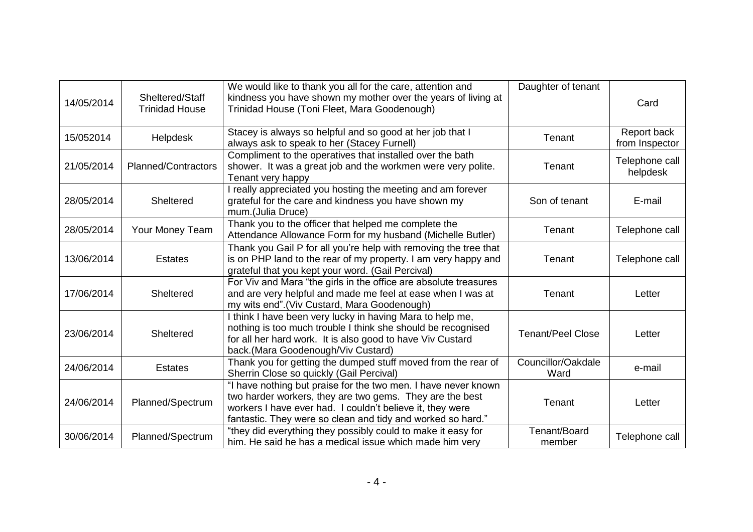| | | | | |
|---|---|---|---|---|
| 14/05/2014 | Sheltered/Staff Trinidad House | We would like to thank you all for the care, attention and kindness you have shown my mother over the years of living at Trinidad House (Toni Fleet, Mara Goodenough) | Daughter of tenant | Card |
| 15/052014 | Helpdesk | Stacey is always so helpful and so good at her job that I always ask to speak to her (Stacey Furnell) | Tenant | Report back from Inspector |
| 21/05/2014 | Planned/Contractors | Compliment to the operatives that installed over the bath shower. It was a great job and the workmen were very polite. Tenant very happy | Tenant | Telephone call helpdesk |
| 28/05/2014 | Sheltered | I really appreciated you hosting the meeting and am forever grateful for the care and kindness you have shown my mum.(Julia Druce) | Son of tenant | E-mail |
| 28/05/2014 | Your Money Team | Thank you to the officer that helped me complete the Attendance Allowance Form for my husband (Michelle Butler) | Tenant | Telephone call |
| 13/06/2014 | Estates | Thank you Gail P for all you're help with removing the tree that is on PHP land to the rear of my property. I am very happy and grateful that you kept your word. (Gail Percival) | Tenant | Telephone call |
| 17/06/2014 | Sheltered | For Viv and Mara "the girls in the office are absolute treasures and are very helpful and made me feel at ease when I was at my wits end".(Viv Custard, Mara Goodenough) | Tenant | Letter |
| 23/06/2014 | Sheltered | I think I have been very lucky in having Mara to help me, nothing is too much trouble I think she should be recognised for all her hard work. It is also good to have Viv Custard back.(Mara Goodenough/Viv Custard) | Tenant/Peel Close | Letter |
| 24/06/2014 | Estates | Thank you for getting the dumped stuff moved from the rear of Sherrin Close so quickly (Gail Percival) | Councillor/Oakdale Ward | e-mail |
| 24/06/2014 | Planned/Spectrum | "I have nothing but praise for the two men. I have never known two harder workers, they are two gems. They are the best workers I have ever had. I couldn't believe it, they were fantastic. They were so clean and tidy and worked so hard." | Tenant | Letter |
| 30/06/2014 | Planned/Spectrum | "they did everything they possibly could to make it easy for him. He said he has a medical issue which made him very | Tenant/Board member | Telephone call |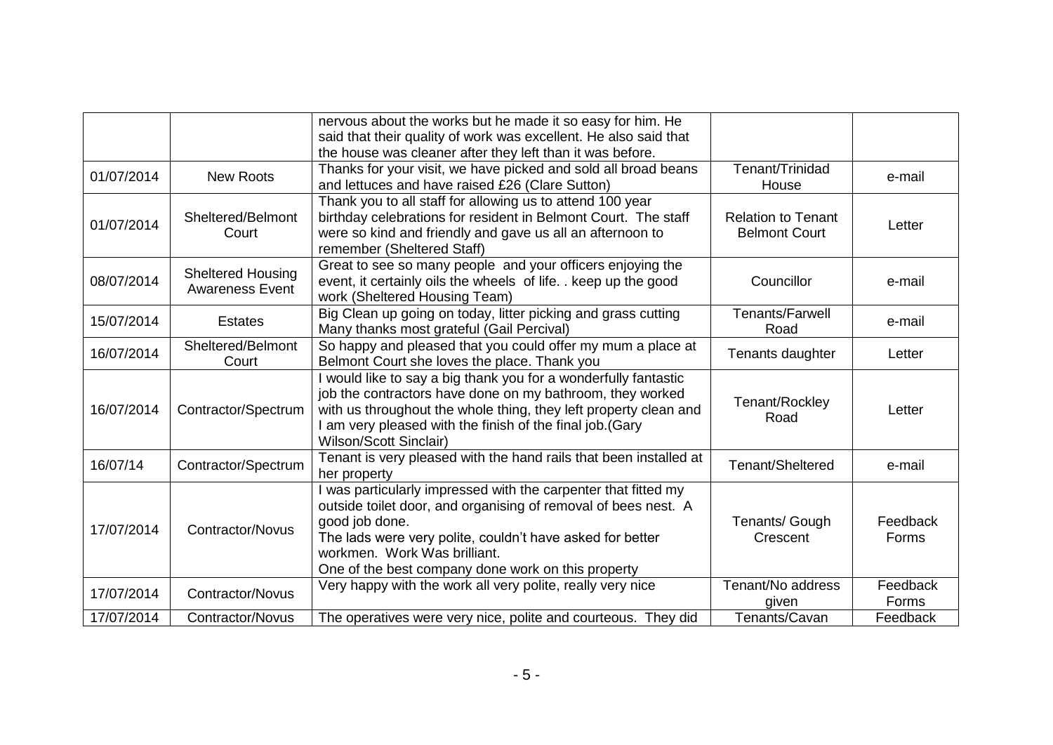| | | | | |
|---|---|---|---|---|
| | | nervous about the works but he made it so easy for him. He said that their quality of work was excellent. He also said that the house was cleaner after they left than it was before. | | |
| 01/07/2014 | New Roots | Thanks for your visit, we have picked and sold all broad beans and lettuces and have raised £26 (Clare Sutton) | Tenant/Trinidad House | e-mail |
| 01/07/2014 | Sheltered/Belmont Court | Thank you to all staff for allowing us to attend 100 year birthday celebrations for resident in Belmont Court. The staff were so kind and friendly and gave us all an afternoon to remember (Sheltered Staff) | Relation to Tenant Belmont Court | Letter |
| 08/07/2014 | Sheltered Housing Awareness Event | Great to see so many people and your officers enjoying the event, it certainly oils the wheels of life. . keep up the good work (Sheltered Housing Team) | Councillor | e-mail |
| 15/07/2014 | Estates | Big Clean up going on today, litter picking and grass cutting Many thanks most grateful (Gail Percival) | Tenants/Farwell Road | e-mail |
| 16/07/2014 | Sheltered/Belmont Court | So happy and pleased that you could offer my mum a place at Belmont Court she loves the place. Thank you | Tenants daughter | Letter |
| 16/07/2014 | Contractor/Spectrum | I would like to say a big thank you for a wonderfully fantastic job the contractors have done on my bathroom, they worked with us throughout the whole thing, they left property clean and I am very pleased with the finish of the final job.(Gary Wilson/Scott Sinclair) | Tenant/Rockley Road | Letter |
| 16/07/14 | Contractor/Spectrum | Tenant is very pleased with the hand rails that been installed at her property | Tenant/Sheltered | e-mail |
| 17/07/2014 | Contractor/Novus | I was particularly impressed with the carpenter that fitted my outside toilet door, and organising of removal of bees nest. A good job done. The lads were very polite, couldn't have asked for better workmen. Work Was brilliant. One of the best company done work on this property | Tenants/ Gough Crescent | Feedback Forms |
| 17/07/2014 | Contractor/Novus | Very happy with the work all very polite, really very nice | Tenant/No address given | Feedback Forms |
| 17/07/2014 | Contractor/Novus | The operatives were very nice, polite and courteous. They did | Tenants/Cavan | Feedback |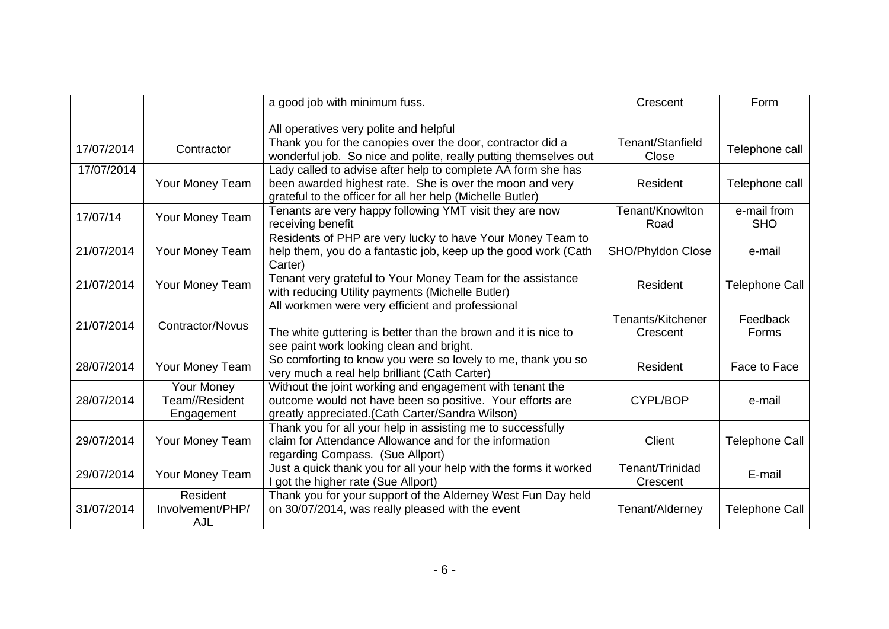|  |  | a good job with minimum fuss.<br><br>All operatives very polite and helpful | Crescent | Form |
|---|---|---|---|---|
| 17/07/2014 | Contractor | Thank you for the canopies over the door, contractor did a wonderful job. So nice and polite, really putting themselves out | Tenant/Stanfield Close | Telephone call |
| 17/07/2014 | Your Money Team | Lady called to advise after help to complete AA form she has been awarded highest rate. She is over the moon and very grateful to the officer for all her help (Michelle Butler) | Resident | Telephone call |
| 17/07/14 | Your Money Team | Tenants are very happy following YMT visit they are now receiving benefit | Tenant/Knowlton Road | e-mail from SHO |
| 21/07/2014 | Your Money Team | Residents of PHP are very lucky to have Your Money Team to help them, you do a fantastic job, keep up the good work (Cath Carter) | SHO/Phyldon Close | e-mail |
| 21/07/2014 | Your Money Team | Tenant very grateful to Your Money Team for the assistance with reducing Utility payments (Michelle Butler) | Resident | Telephone Call |
| 21/07/2014 | Contractor/Novus | All workmen were very efficient and professional<br><br>The white guttering is better than the brown and it is nice to see paint work looking clean and bright. | Tenants/Kitchener Crescent | Feedback Forms |
| 28/07/2014 | Your Money Team | So comforting to know you were so lovely to me, thank you so very much a real help brilliant (Cath Carter) | Resident | Face to Face |
| 28/07/2014 | Your Money Team//Resident Engagement | Without the joint working and engagement with tenant the outcome would not have been so positive. Your efforts are greatly appreciated.(Cath Carter/Sandra Wilson) | CYPL/BOP | e-mail |
| 29/07/2014 | Your Money Team | Thank you for all your help in assisting me to successfully claim for Attendance Allowance and for the information regarding Compass. (Sue Allport) | Client | Telephone Call |
| 29/07/2014 | Your Money Team | Just a quick thank you for all your help with the forms it worked I got the higher rate (Sue Allport) | Tenant/Trinidad Crescent | E-mail |
| 31/07/2014 | Resident Involvement/PHP/ AJL | Thank you for your support of the Alderney West Fun Day held on 30/07/2014, was really pleased with the event | Tenant/Alderney | Telephone Call |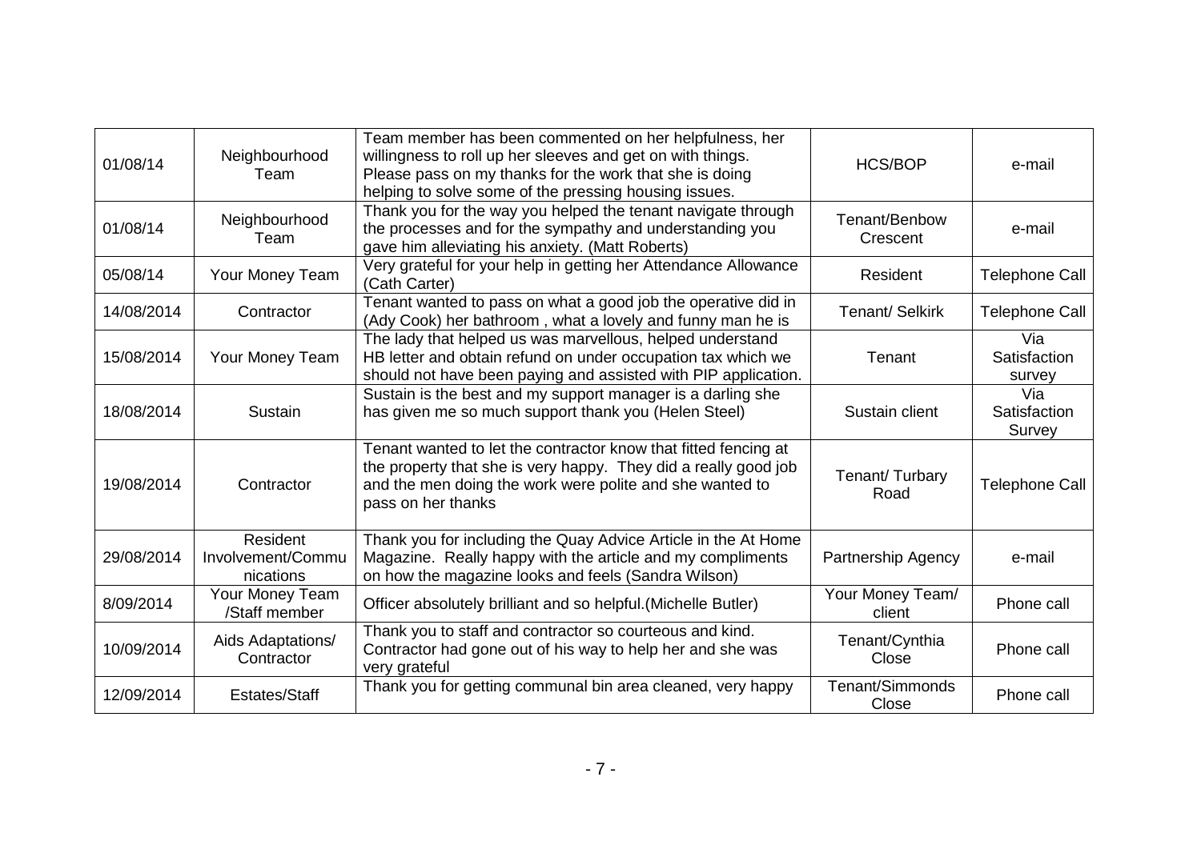| | | | | |
|---|---|---|---|---|
| 01/08/14 | Neighbourhood Team | Team member has been commented on her helpfulness, her willingness to roll up her sleeves and get on with things. Please pass on my thanks for the work that she is doing helping to solve some of the pressing housing issues. | HCS/BOP | e-mail |
| 01/08/14 | Neighbourhood Team | Thank you for the way you helped the tenant navigate through the processes and for the sympathy and understanding you gave him alleviating his anxiety. (Matt Roberts) | Tenant/Benbow Crescent | e-mail |
| 05/08/14 | Your Money Team | Very grateful for your help in getting her Attendance Allowance (Cath Carter) | Resident | Telephone Call |
| 14/08/2014 | Contractor | Tenant wanted to pass on what a good job the operative did in (Ady Cook) her bathroom , what a lovely and funny man he is | Tenant/ Selkirk | Telephone Call |
| 15/08/2014 | Your Money Team | The lady that helped us was marvellous, helped understand HB letter and obtain refund on under occupation tax which we should not have been paying and assisted with PIP application. | Tenant | Via Satisfaction survey |
| 18/08/2014 | Sustain | Sustain is the best and my support manager is a darling she has given me so much support thank you (Helen Steel) | Sustain client | Via Satisfaction Survey |
| 19/08/2014 | Contractor | Tenant wanted to let the contractor know that fitted fencing at the property that she is very happy. They did a really good job and the men doing the work were polite and she wanted to pass on her thanks | Tenant/ Turbary Road | Telephone Call |
| 29/08/2014 | Resident Involvement/Communications | Thank you for including the Quay Advice Article in the At Home Magazine. Really happy with the article and my compliments on how the magazine looks and feels (Sandra Wilson) | Partnership Agency | e-mail |
| 8/09/2014 | Your Money Team /Staff member | Officer absolutely brilliant and so helpful.(Michelle Butler) | Your Money Team/ client | Phone call |
| 10/09/2014 | Aids Adaptations/ Contractor | Thank you to staff and contractor so courteous and kind. Contractor had gone out of his way to help her and she was very grateful | Tenant/Cynthia Close | Phone call |
| 12/09/2014 | Estates/Staff | Thank you for getting communal bin area cleaned, very happy | Tenant/Simmonds Close | Phone call |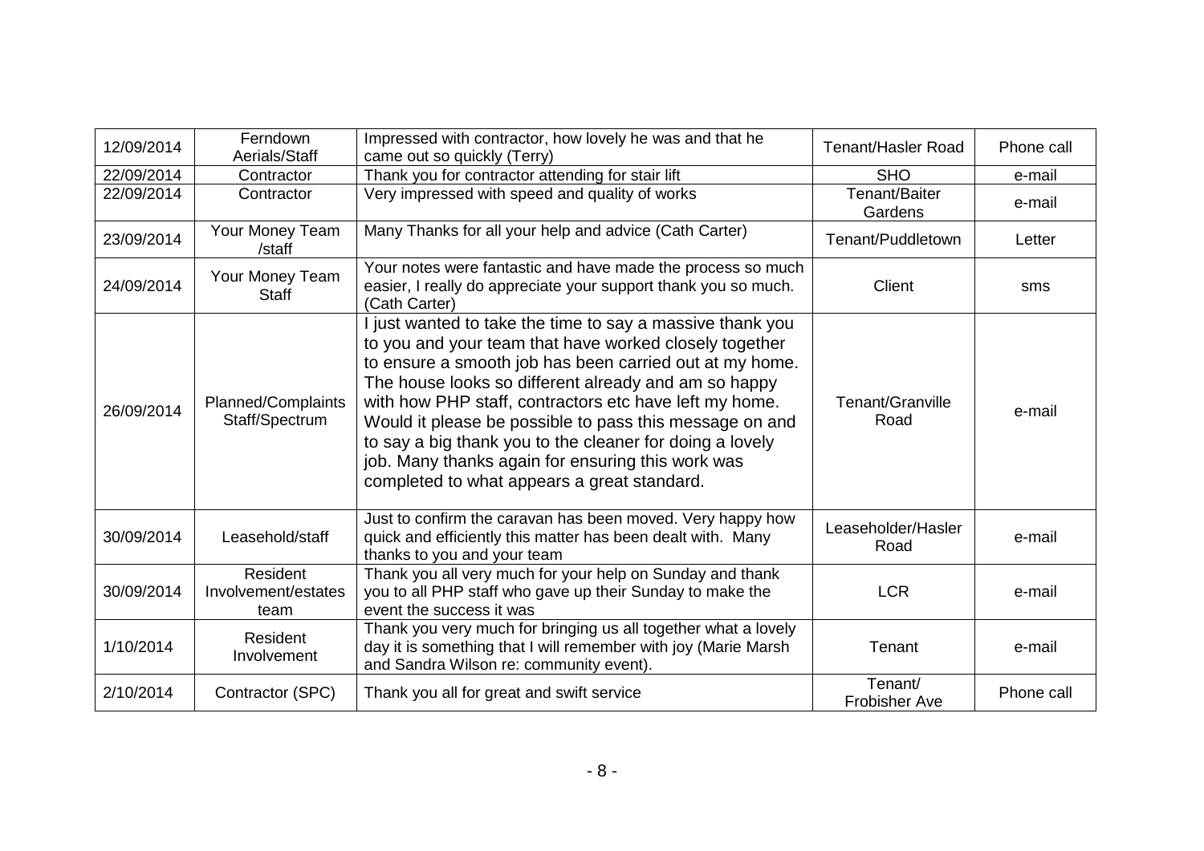| 12/09/2014 | Ferndown Aerials/Staff | Impressed with contractor, how lovely he was and that he came out so quickly (Terry) | Tenant/Hasler Road | Phone call |
|---|---|---|---|---|
| 22/09/2014 | Contractor | Thank you for contractor attending for stair lift | SHO | e-mail |
| 22/09/2014 | Contractor | Very impressed with speed and quality of works | Tenant/Baiter Gardens | e-mail |
| 23/09/2014 | Your Money Team /staff | Many Thanks for all your help and advice (Cath Carter) | Tenant/Puddletown | Letter |
| 24/09/2014 | Your Money Team Staff | Your notes were fantastic and have made the process so much easier, I really do appreciate your support thank you so much. (Cath Carter) | Client | sms |
| 26/09/2014 | Planned/Complaints Staff/Spectrum | I just wanted to take the time to say a massive thank you to you and your team that have worked closely together to ensure a smooth job has been carried out at my home. The house looks so different already and am so happy with how PHP staff, contractors etc have left my home. Would it please be possible to pass this message on and to say a big thank you to the cleaner for doing a lovely job. Many thanks again for ensuring this work was completed to what appears a great standard. | Tenant/Granville Road | e-mail |
| 30/09/2014 | Leasehold/staff | Just to confirm the caravan has been moved. Very happy how quick and efficiently this matter has been dealt with. Many thanks to you and your team | Leaseholder/Hasler Road | e-mail |
| 30/09/2014 | Resident Involvement/estates team | Thank you all very much for your help on Sunday and thank you to all PHP staff who gave up their Sunday to make the event the success it was | LCR | e-mail |
| 1/10/2014 | Resident Involvement | Thank you very much for bringing us all together what a lovely day it is something that I will remember with joy (Marie Marsh and Sandra Wilson re: community event). | Tenant | e-mail |
| 2/10/2014 | Contractor (SPC) | Thank you all for great and swift service | Tenant/ Frobisher Ave | Phone call |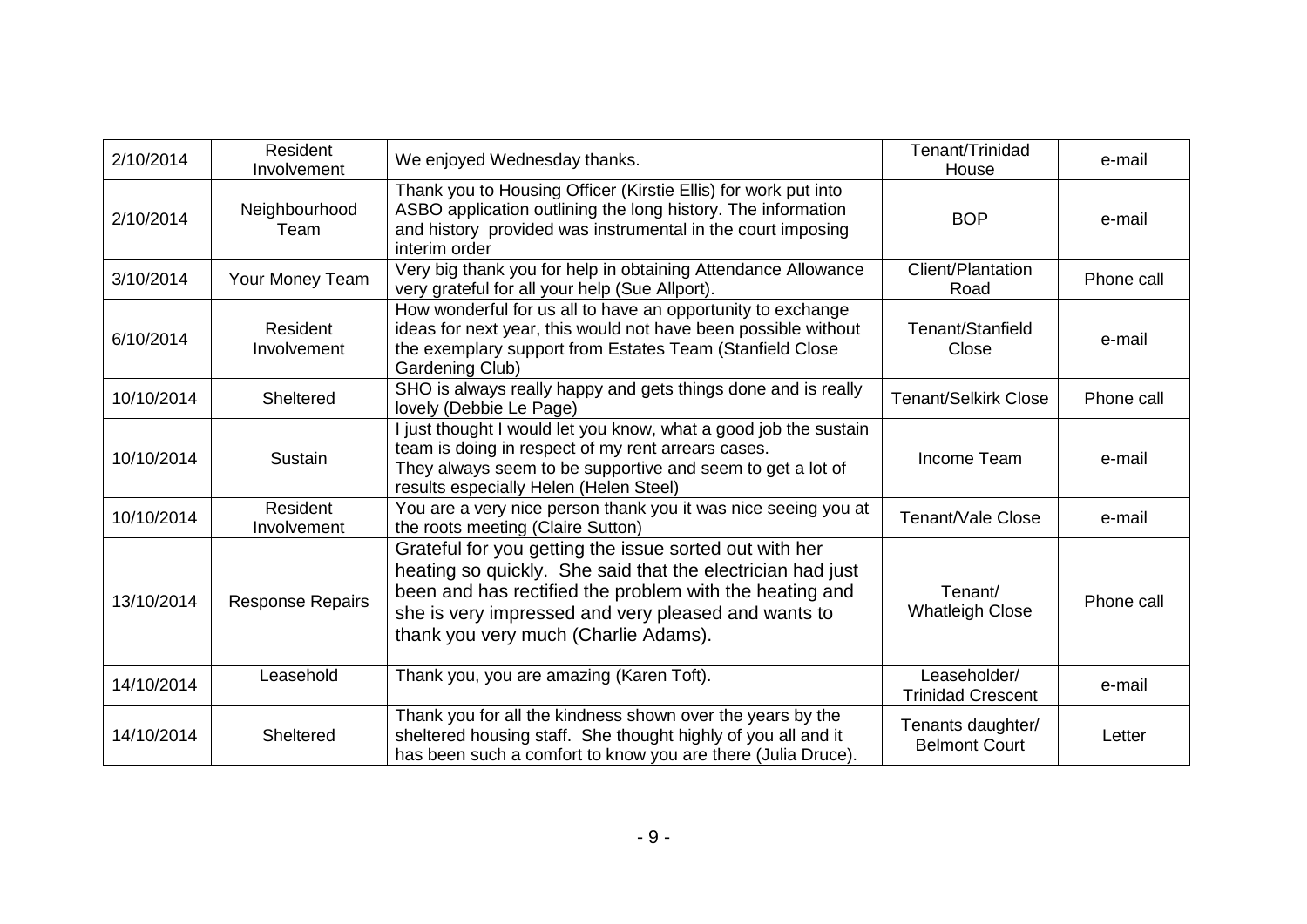| | | | | |
|---|---|---|---|---|
| 2/10/2014 | Resident Involvement | We enjoyed Wednesday thanks. | Tenant/Trinidad House | e-mail |
| 2/10/2014 | Neighbourhood Team | Thank you to Housing Officer (Kirstie Ellis) for work put into ASBO application outlining the long history. The information and history provided was instrumental in the court imposing interim order | BOP | e-mail |
| 3/10/2014 | Your Money Team | Very big thank you for help in obtaining Attendance Allowance very grateful for all your help (Sue Allport). | Client/Plantation Road | Phone call |
| 6/10/2014 | Resident Involvement | How wonderful for us all to have an opportunity to exchange ideas for next year, this would not have been possible without the exemplary support from Estates Team (Stanfield Close Gardening Club) | Tenant/Stanfield Close | e-mail |
| 10/10/2014 | Sheltered | SHO is always really happy and gets things done and is really lovely (Debbie Le Page) | Tenant/Selkirk Close | Phone call |
| 10/10/2014 | Sustain | I just thought I would let you know, what a good job the sustain team is doing in respect of my rent arrears cases. They always seem to be supportive and seem to get a lot of results especially Helen (Helen Steel) | Income Team | e-mail |
| 10/10/2014 | Resident Involvement | You are a very nice person thank you it was nice seeing you at the roots meeting (Claire Sutton) | Tenant/Vale Close | e-mail |
| 13/10/2014 | Response Repairs | Grateful for you getting the issue sorted out with her heating so quickly. She said that the electrician had just been and has rectified the problem with the heating and she is very impressed and very pleased and wants to thank you very much (Charlie Adams). | Tenant/ Whatleigh Close | Phone call |
| 14/10/2014 | Leasehold | Thank you, you are amazing (Karen Toft). | Leaseholder/ Trinidad Crescent | e-mail |
| 14/10/2014 | Sheltered | Thank you for all the kindness shown over the years by the sheltered housing staff. She thought highly of you all and it has been such a comfort to know you are there (Julia Druce). | Tenants daughter/ Belmont Court | Letter |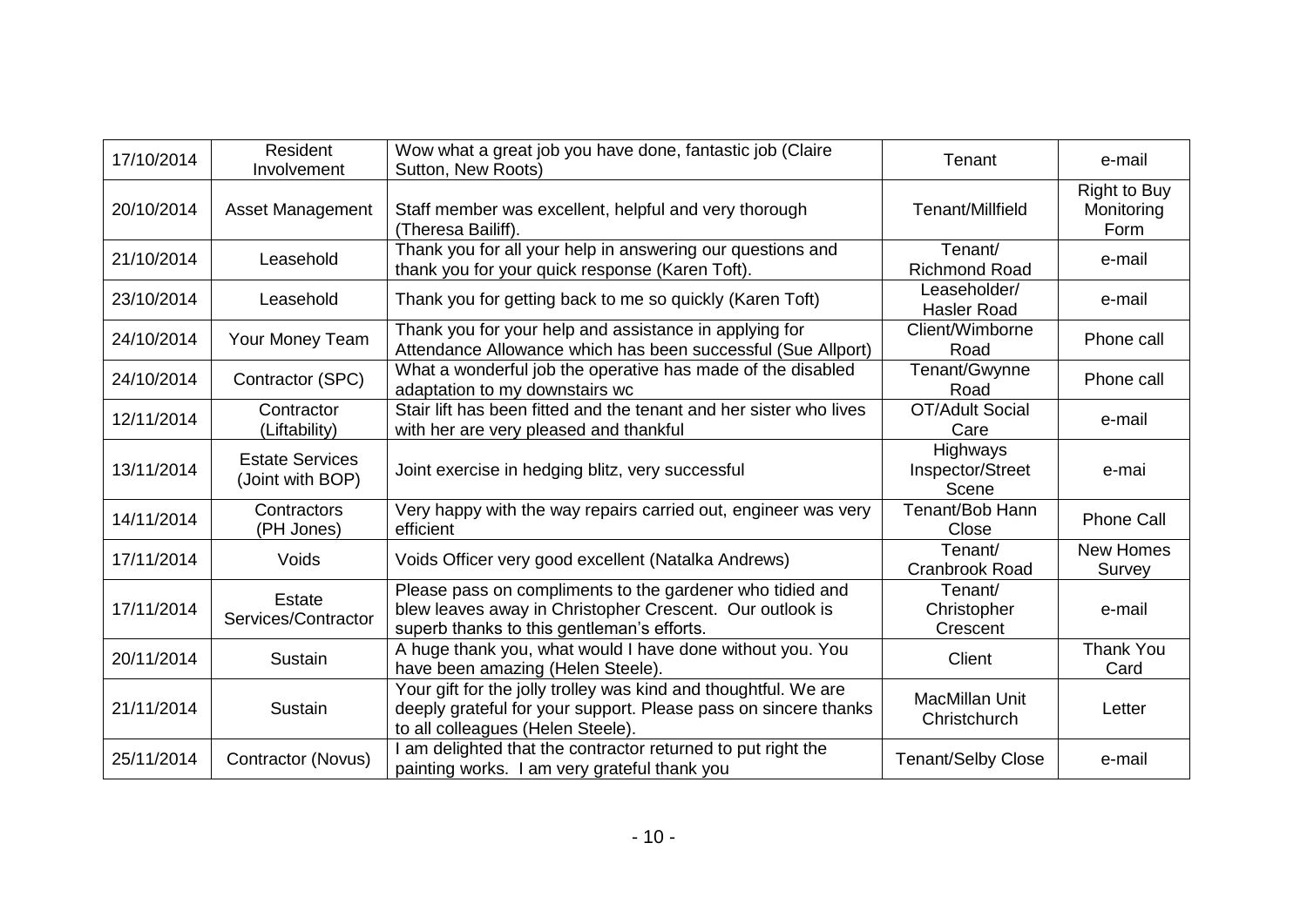| | | | | |
|---|---|---|---|---|
| 17/10/2014 | Resident Involvement | Wow what a great job you have done, fantastic job (Claire Sutton, New Roots) | Tenant | e-mail |
| 20/10/2014 | Asset Management | Staff member was excellent, helpful and very thorough (Theresa Bailiff). | Tenant/Millfield | Right to Buy Monitoring Form |
| 21/10/2014 | Leasehold | Thank you for all your help in answering our questions and thank you for your quick response (Karen Toft). | Tenant/ Richmond Road | e-mail |
| 23/10/2014 | Leasehold | Thank you for getting back to me so quickly (Karen Toft) | Leaseholder/ Hasler Road | e-mail |
| 24/10/2014 | Your Money Team | Thank you for your help and assistance in applying for Attendance Allowance which has been successful (Sue Allport) | Client/Wimborne Road | Phone call |
| 24/10/2014 | Contractor (SPC) | What a wonderful job the operative has made of the disabled adaptation to my downstairs wc | Tenant/Gwynne Road | Phone call |
| 12/11/2014 | Contractor (Liftability) | Stair lift has been fitted and the tenant and her sister who lives with her are very pleased and thankful | OT/Adult Social Care | e-mail |
| 13/11/2014 | Estate Services (Joint with BOP) | Joint exercise in hedging blitz, very successful | Highways Inspector/Street Scene | e-mai |
| 14/11/2014 | Contractors (PH Jones) | Very happy with the way repairs carried out, engineer was very efficient | Tenant/Bob Hann Close | Phone Call |
| 17/11/2014 | Voids | Voids Officer very good excellent (Natalka Andrews) | Tenant/ Cranbrook Road | New Homes Survey |
| 17/11/2014 | Estate Services/Contractor | Please pass on compliments to the gardener who tidied and blew leaves away in Christopher Crescent. Our outlook is superb thanks to this gentleman's efforts. | Tenant/ Christopher Crescent | e-mail |
| 20/11/2014 | Sustain | A huge thank you, what would I have done without you. You have been amazing (Helen Steele). | Client | Thank You Card |
| 21/11/2014 | Sustain | Your gift for the jolly trolley was kind and thoughtful. We are deeply grateful for your support. Please pass on sincere thanks to all colleagues (Helen Steele). | MacMillan Unit Christchurch | Letter |
| 25/11/2014 | Contractor (Novus) | I am delighted that the contractor returned to put right the painting works. I am very grateful thank you | Tenant/Selby Close | e-mail |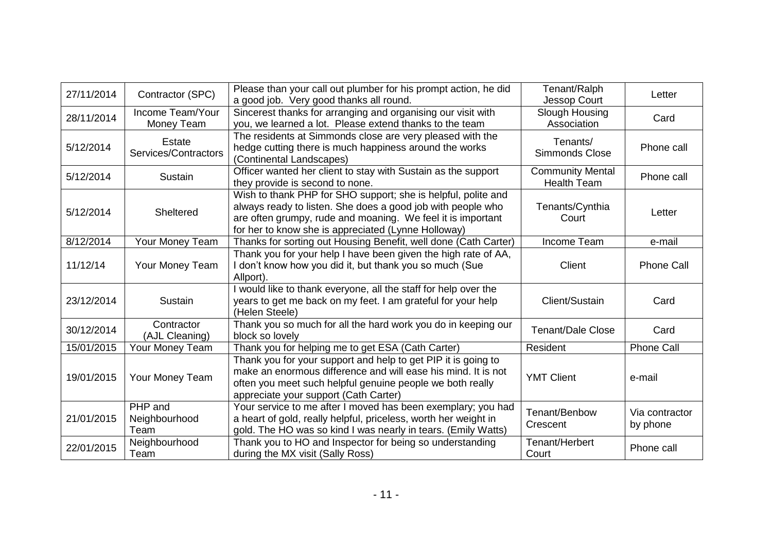| 27/11/2014 | Contractor (SPC) | Please than your call out plumber for his prompt action, he did a good job. Very good thanks all round. | Tenant/Ralph Jessop Court | Letter |
|---|---|---|---|---|
| 28/11/2014 | Income Team/Your Money Team | Sincerest thanks for arranging and organising our visit with you, we learned a lot. Please extend thanks to the team | Slough Housing Association | Card |
| 5/12/2014 | Estate Services/Contractors | The residents at Simmonds close are very pleased with the hedge cutting there is much happiness around the works (Continental Landscapes) | Tenants/ Simmonds Close | Phone call |
| 5/12/2014 | Sustain | Officer wanted her client to stay with Sustain as the support they provide is second to none. | Community Mental Health Team | Phone call |
| 5/12/2014 | Sheltered | Wish to thank PHP for SHO support; she is helpful, polite and always ready to listen. She does a good job with people who are often grumpy, rude and moaning. We feel it is important for her to know she is appreciated (Lynne Holloway) | Tenants/Cynthia Court | Letter |
| 8/12/2014 | Your Money Team | Thanks for sorting out Housing Benefit, well done (Cath Carter) | Income Team | e-mail |
| 11/12/14 | Your Money Team | Thank you for your help I have been given the high rate of AA, I don't know how you did it, but thank you so much (Sue Allport). | Client | Phone Call |
| 23/12/2014 | Sustain | I would like to thank everyone, all the staff for help over the years to get me back on my feet. I am grateful for your help (Helen Steele) | Client/Sustain | Card |
| 30/12/2014 | Contractor (AJL Cleaning) | Thank you so much for all the hard work you do in keeping our block so lovely | Tenant/Dale Close | Card |
| 15/01/2015 | Your Money Team | Thank you for helping me to get ESA (Cath Carter) | Resident | Phone Call |
| 19/01/2015 | Your Money Team | Thank you for your support and help to get PIP it is going to make an enormous difference and will ease his mind. It is not often you meet such helpful genuine people we both really appreciate your support (Cath Carter) | YMT Client | e-mail |
| 21/01/2015 | PHP and Neighbourhood Team | Your service to me after I moved has been exemplary; you had a heart of gold, really helpful, priceless, worth her weight in gold. The HO was so kind I was nearly in tears. (Emily Watts) | Tenant/Benbow Crescent | Via contractor by phone |
| 22/01/2015 | Neighbourhood Team | Thank you to HO and Inspector for being so understanding during the MX visit (Sally Ross) | Tenant/Herbert Court | Phone call |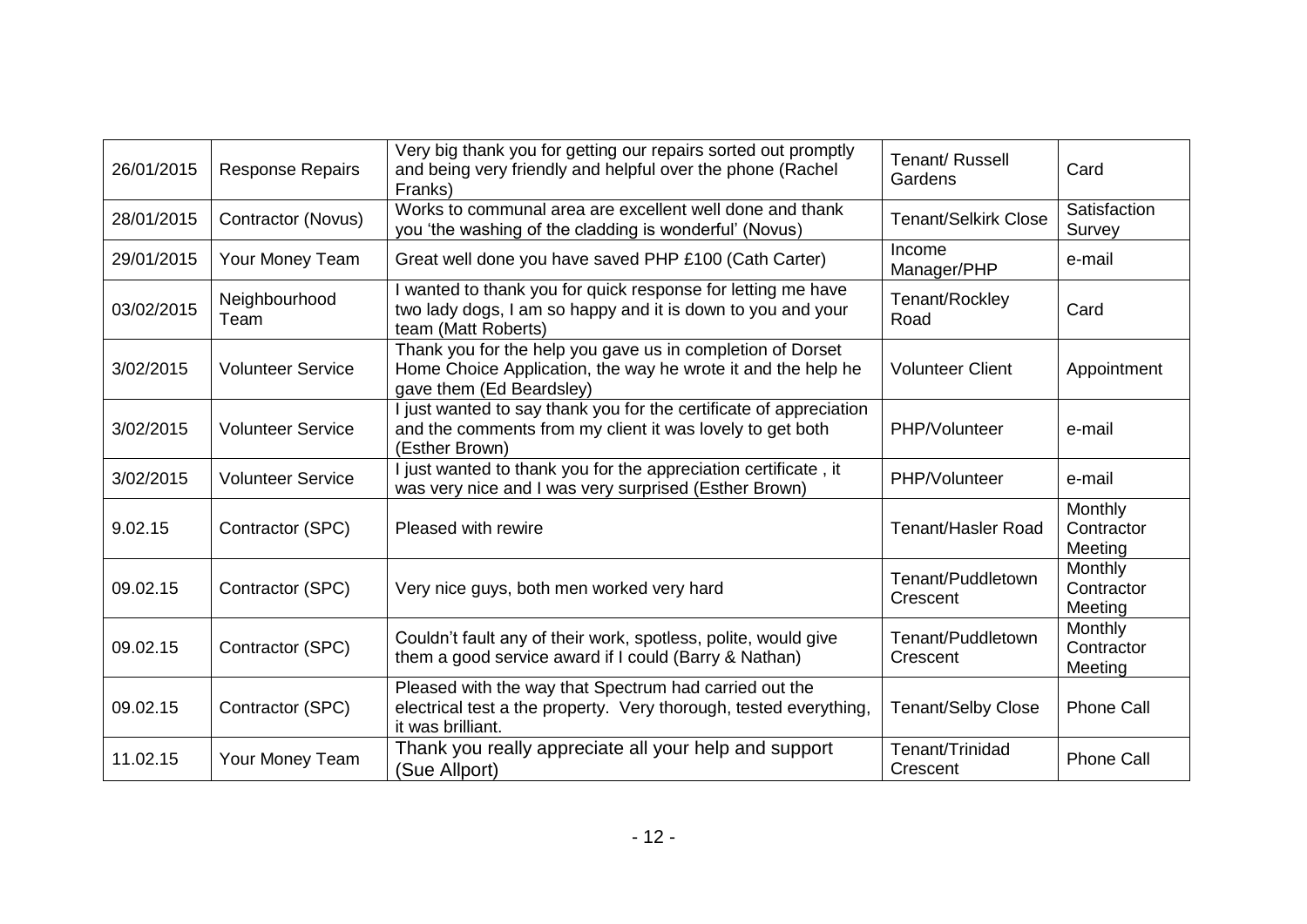| 26/01/2015 | Response Repairs | Very big thank you for getting our repairs sorted out promptly and being very friendly and helpful over the phone (Rachel Franks) | Tenant/ Russell Gardens | Card |
|---|---|---|---|---|
| 28/01/2015 | Contractor (Novus) | Works to communal area are excellent well done and thank you 'the washing of the cladding is wonderful' (Novus) | Tenant/Selkirk Close | Satisfaction Survey |
| 29/01/2015 | Your Money Team | Great well done you have saved PHP £100 (Cath Carter) | Income Manager/PHP | e-mail |
| 03/02/2015 | Neighbourhood Team | I wanted to thank you for quick response for letting me have two lady dogs, I am so happy and it is down to you and your team (Matt Roberts) | Tenant/Rockley Road | Card |
| 3/02/2015 | Volunteer Service | Thank you for the help you gave us in completion of Dorset Home Choice Application, the way he wrote it and the help he gave them (Ed Beardsley) | Volunteer Client | Appointment |
| 3/02/2015 | Volunteer Service | I just wanted to say thank you for the certificate of appreciation and the comments from my client it was lovely to get both (Esther Brown) | PHP/Volunteer | e-mail |
| 3/02/2015 | Volunteer Service | I just wanted to thank you for the appreciation certificate , it was very nice and I was very surprised (Esther Brown) | PHP/Volunteer | e-mail |
| 9.02.15 | Contractor (SPC) | Pleased with rewire | Tenant/Hasler Road | Monthly Contractor Meeting |
| 09.02.15 | Contractor (SPC) | Very nice guys, both men worked very hard | Tenant/Puddletown Crescent | Monthly Contractor Meeting |
| 09.02.15 | Contractor (SPC) | Couldn't fault any of their work, spotless, polite, would give them a good service award if I could (Barry & Nathan) | Tenant/Puddletown Crescent | Monthly Contractor Meeting |
| 09.02.15 | Contractor (SPC) | Pleased with the way that Spectrum had carried out the electrical test a the property. Very thorough, tested everything, it was brilliant. | Tenant/Selby Close | Phone Call |
| 11.02.15 | Your Money Team | Thank you really appreciate all your help and support (Sue Allport) | Tenant/Trinidad Crescent | Phone Call |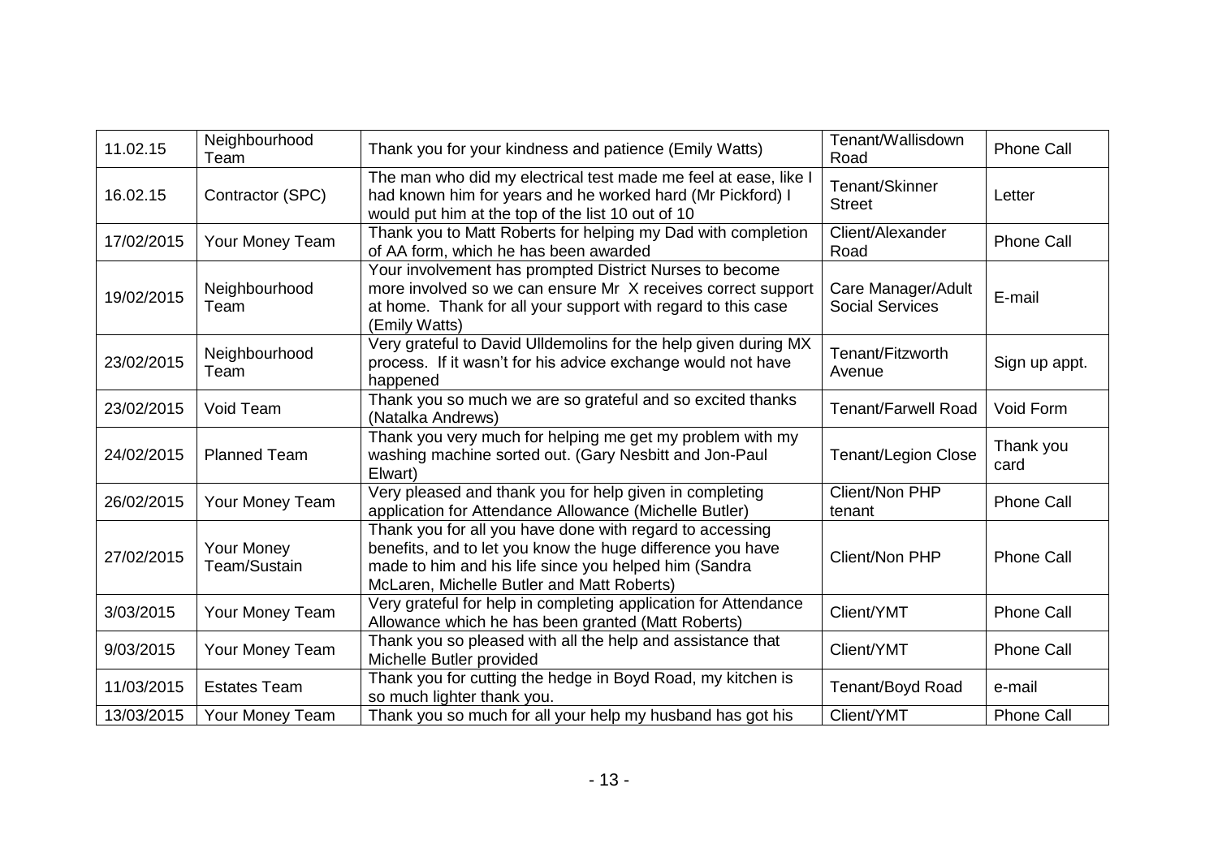| | | | | |
|---|---|---|---|---|
| 11.02.15 | Neighbourhood Team | Thank you for your kindness and patience (Emily Watts) | Tenant/Wallisdown Road | Phone Call |
| 16.02.15 | Contractor (SPC) | The man who did my electrical test made me feel at ease, like I had known him for years and he worked hard (Mr Pickford) I would put him at the top of the list 10 out of 10 | Tenant/Skinner Street | Letter |
| 17/02/2015 | Your Money Team | Thank you to Matt Roberts for helping my Dad with completion of AA form, which he has been awarded | Client/Alexander Road | Phone Call |
| 19/02/2015 | Neighbourhood Team | Your involvement has prompted District Nurses to become more involved so we can ensure Mr X receives correct support at home. Thank for all your support with regard to this case (Emily Watts) | Care Manager/Adult Social Services | E-mail |
| 23/02/2015 | Neighbourhood Team | Very grateful to David Ulldemolins for the help given during MX process. If it wasn't for his advice exchange would not have happened | Tenant/Fitzworth Avenue | Sign up appt. |
| 23/02/2015 | Void Team | Thank you so much we are so grateful and so excited thanks (Natalka Andrews) | Tenant/Farwell Road | Void Form |
| 24/02/2015 | Planned Team | Thank you very much for helping me get my problem with my washing machine sorted out. (Gary Nesbitt and Jon-Paul Elwart) | Tenant/Legion Close | Thank you card |
| 26/02/2015 | Your Money Team | Very pleased and thank you for help given in completing application for Attendance Allowance (Michelle Butler) | Client/Non PHP tenant | Phone Call |
| 27/02/2015 | Your Money Team/Sustain | Thank you for all you have done with regard to accessing benefits, and to let you know the huge difference you have made to him and his life since you helped him (Sandra McLaren, Michelle Butler and Matt Roberts) | Client/Non PHP | Phone Call |
| 3/03/2015 | Your Money Team | Very grateful for help in completing application for Attendance Allowance which he has been granted (Matt Roberts) | Client/YMT | Phone Call |
| 9/03/2015 | Your Money Team | Thank you so pleased with all the help and assistance that Michelle Butler provided | Client/YMT | Phone Call |
| 11/03/2015 | Estates Team | Thank you for cutting the hedge in Boyd Road, my kitchen is so much lighter thank you. | Tenant/Boyd Road | e-mail |
| 13/03/2015 | Your Money Team | Thank you so much for all your help my husband has got his | Client/YMT | Phone Call |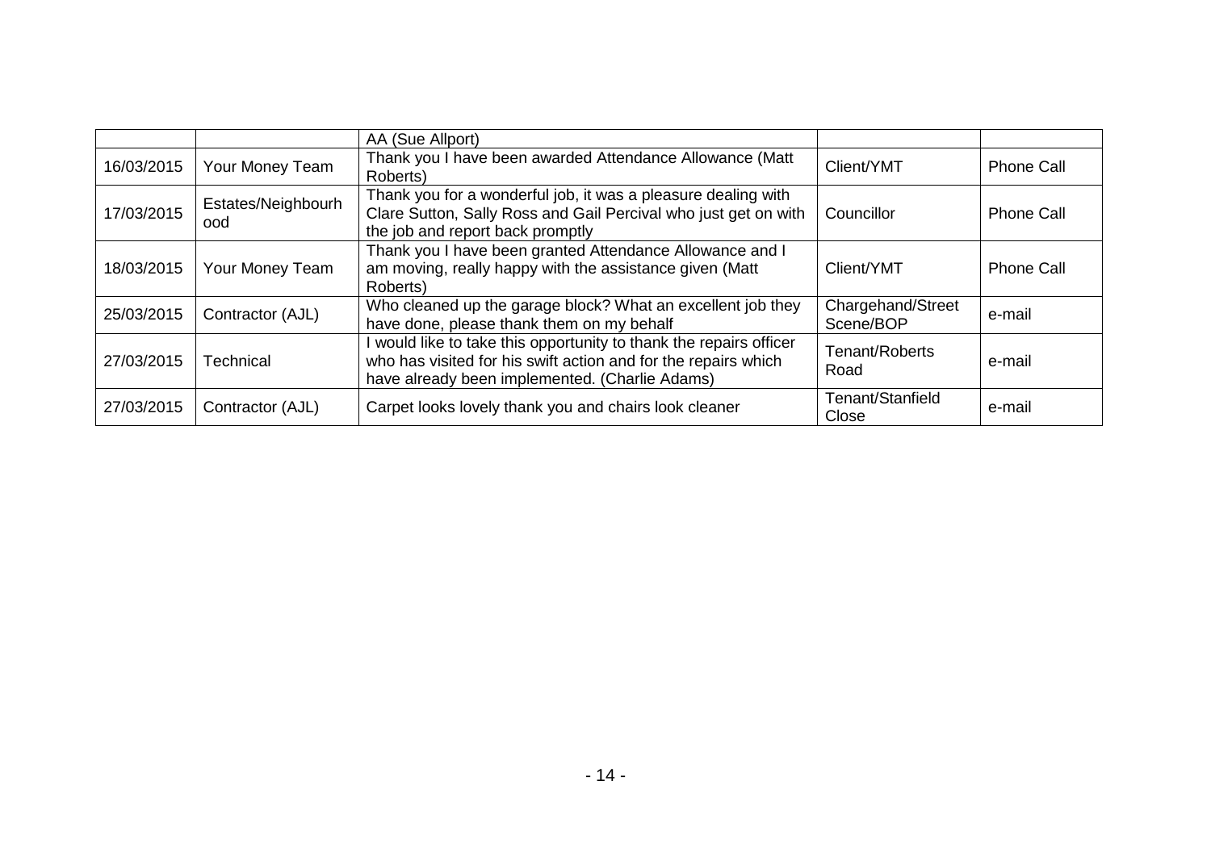| | | | | |
|---|---|---|---|---|
| | | AA (Sue Allport) | | |
| 16/03/2015 | Your Money Team | Thank you I have been awarded Attendance Allowance (Matt Roberts) | Client/YMT | Phone Call |
| 17/03/2015 | Estates/Neighbourhood | Thank you for a wonderful job, it was a pleasure dealing with Clare Sutton, Sally Ross and Gail Percival who just get on with the job and report back promptly | Councillor | Phone Call |
| 18/03/2015 | Your Money Team | Thank you I have been granted Attendance Allowance and I am moving, really happy with the assistance given (Matt Roberts) | Client/YMT | Phone Call |
| 25/03/2015 | Contractor (AJL) | Who cleaned up the garage block? What an excellent job they have done, please thank them on my behalf | Chargehand/Street Scene/BOP | e-mail |
| 27/03/2015 | Technical | I would like to take this opportunity to thank the repairs officer who has visited for his swift action and for the repairs which have already been implemented. (Charlie Adams) | Tenant/Roberts Road | e-mail |
| 27/03/2015 | Contractor (AJL) | Carpet looks lovely thank you and chairs look cleaner | Tenant/Stanfield Close | e-mail |